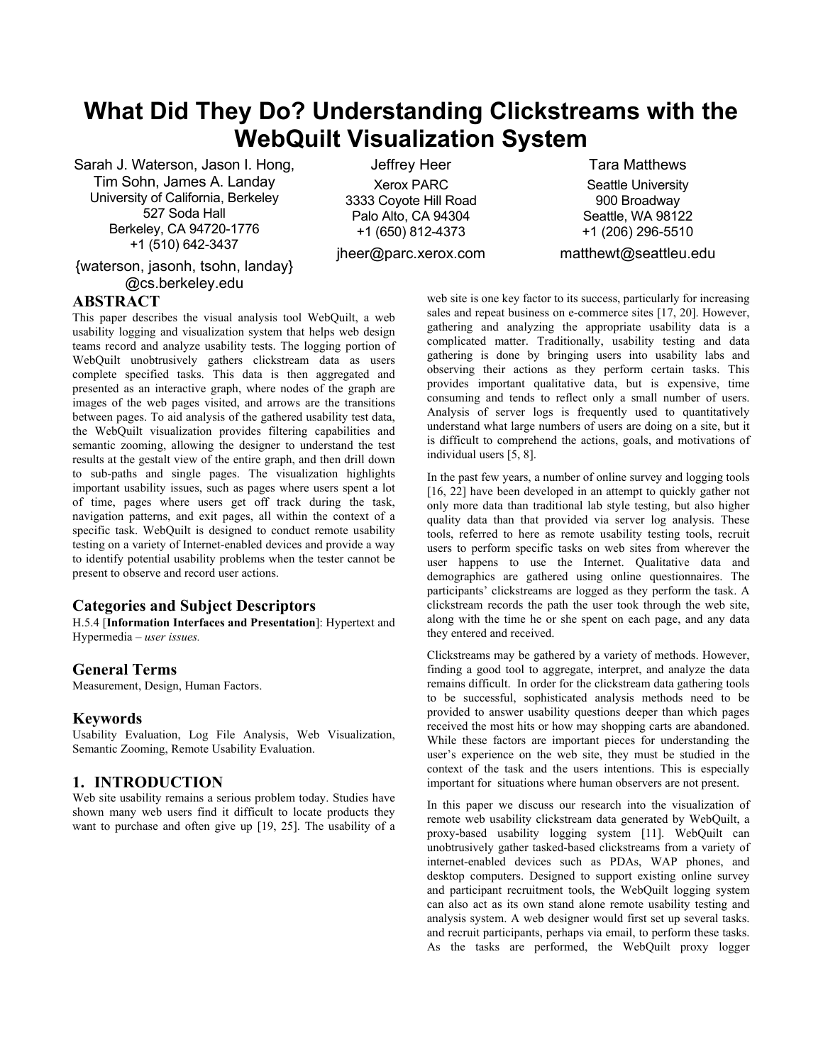# What Did They Do? Understanding Clickstreams with the WebQuilt Visualization System

Sarah J. Waterson, Jason I. Hong, Tim Sohn, James A. Landay
University of California, Berkeley
527 Soda Hall
Berkeley, CA 94720-1776
+1 (510) 642-3437
{waterson, jasonh, tsohn, landay} @cs.berkeley.edu

Jeffrey Heer
Xerox PARC
3333 Coyote Hill Road
Palo Alto, CA 94304
+1 (650) 812-4373
jheer@parc.xerox.com

Tara Matthews
Seattle University
900 Broadway
Seattle, WA 98122
+1 (206) 296-5510
matthewt@seattleu.edu

## ABSTRACT

This paper describes the visual analysis tool WebQuilt, a web usability logging and visualization system that helps web design teams record and analyze usability tests. The logging portion of WebQuilt unobtrusively gathers clickstream data as users complete specified tasks. This data is then aggregated and presented as an interactive graph, where nodes of the graph are images of the web pages visited, and arrows are the transitions between pages. To aid analysis of the gathered usability test data, the WebQuilt visualization provides filtering capabilities and semantic zooming, allowing the designer to understand the test results at the gestalt view of the entire graph, and then drill down to sub-paths and single pages. The visualization highlights important usability issues, such as pages where users spent a lot of time, pages where users get off track during the task, navigation patterns, and exit pages, all within the context of a specific task. WebQuilt is designed to conduct remote usability testing on a variety of Internet-enabled devices and provide a way to identify potential usability problems when the tester cannot be present to observe and record user actions.

### Categories and Subject Descriptors

H.5.4 [**Information Interfaces and Presentation**]: Hypertext and Hypermedia – *user issues.*

### General Terms

Measurement, Design, Human Factors.

### Keywords

Usability Evaluation, Log File Analysis, Web Visualization, Semantic Zooming, Remote Usability Evaluation.

## 1. INTRODUCTION

Web site usability remains a serious problem today. Studies have shown many web users find it difficult to locate products they want to purchase and often give up [19, 25]. The usability of a web site is one key factor to its success, particularly for increasing sales and repeat business on e-commerce sites [17, 20]. However, gathering and analyzing the appropriate usability data is a complicated matter. Traditionally, usability testing and data gathering is done by bringing users into usability labs and observing their actions as they perform certain tasks. This provides important qualitative data, but is expensive, time consuming and tends to reflect only a small number of users. Analysis of server logs is frequently used to quantitatively understand what large numbers of users are doing on a site, but it is difficult to comprehend the actions, goals, and motivations of individual users [5, 8].

In the past few years, a number of online survey and logging tools [16, 22] have been developed in an attempt to quickly gather not only more data than traditional lab style testing, but also higher quality data than that provided via server log analysis. These tools, referred to here as remote usability testing tools, recruit users to perform specific tasks on web sites from wherever the user happens to use the Internet. Qualitative data and demographics are gathered using online questionnaires. The participants' clickstreams are logged as they perform the task. A clickstream records the path the user took through the web site, along with the time he or she spent on each page, and any data they entered and received.

Clickstreams may be gathered by a variety of methods. However, finding a good tool to aggregate, interpret, and analyze the data remains difficult. In order for the clickstream data gathering tools to be successful, sophisticated analysis methods need to be provided to answer usability questions deeper than which pages received the most hits or how may shopping carts are abandoned. While these factors are important pieces for understanding the user's experience on the web site, they must be studied in the context of the task and the users intentions. This is especially important for situations where human observers are not present.

In this paper we discuss our research into the visualization of remote web usability clickstream data generated by WebQuilt, a proxy-based usability logging system [11]. WebQuilt can unobtrusively gather tasked-based clickstreams from a variety of internet-enabled devices such as PDAs, WAP phones, and desktop computers. Designed to support existing online survey and participant recruitment tools, the WebQuilt logging system can also act as its own stand alone remote usability testing and analysis system. A web designer would first set up several tasks. and recruit participants, perhaps via email, to perform these tasks. As the tasks are performed, the WebQuilt proxy logger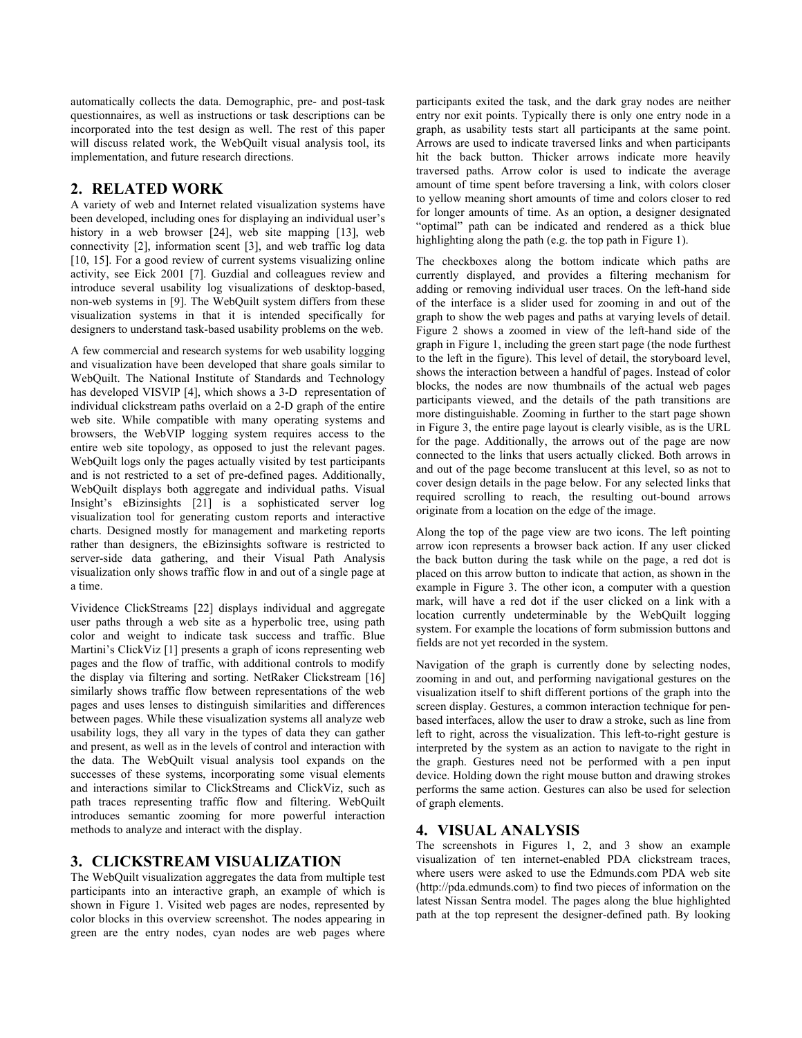automatically collects the data. Demographic, pre- and post-task questionnaires, as well as instructions or task descriptions can be incorporated into the test design as well. The rest of this paper will discuss related work, the WebQuilt visual analysis tool, its implementation, and future research directions.

## 2. RELATED WORK

A variety of web and Internet related visualization systems have been developed, including ones for displaying an individual user's history in a web browser [24], web site mapping [13], web connectivity [2], information scent [3], and web traffic log data [10, 15]. For a good review of current systems visualizing online activity, see Eick 2001 [7]. Guzdial and colleagues review and introduce several usability log visualizations of desktop-based, non-web systems in [9]. The WebQuilt system differs from these visualization systems in that it is intended specifically for designers to understand task-based usability problems on the web.

A few commercial and research systems for web usability logging and visualization have been developed that share goals similar to WebQuilt. The National Institute of Standards and Technology has developed VISVIP [4], which shows a 3-D representation of individual clickstream paths overlaid on a 2-D graph of the entire web site. While compatible with many operating systems and browsers, the WebVIP logging system requires access to the entire web site topology, as opposed to just the relevant pages. WebQuilt logs only the pages actually visited by test participants and is not restricted to a set of pre-defined pages. Additionally, WebQuilt displays both aggregate and individual paths. Visual Insight's eBizinsights [21] is a sophisticated server log visualization tool for generating custom reports and interactive charts. Designed mostly for management and marketing reports rather than designers, the eBizinsights software is restricted to server-side data gathering, and their Visual Path Analysis visualization only shows traffic flow in and out of a single page at a time.

Vividence ClickStreams [22] displays individual and aggregate user paths through a web site as a hyperbolic tree, using path color and weight to indicate task success and traffic. Blue Martini's ClickViz [1] presents a graph of icons representing web pages and the flow of traffic, with additional controls to modify the display via filtering and sorting. NetRaker Clickstream [16] similarly shows traffic flow between representations of the web pages and uses lenses to distinguish similarities and differences between pages. While these visualization systems all analyze web usability logs, they all vary in the types of data they can gather and present, as well as in the levels of control and interaction with the data. The WebQuilt visual analysis tool expands on the successes of these systems, incorporating some visual elements and interactions similar to ClickStreams and ClickViz, such as path traces representing traffic flow and filtering. WebQuilt introduces semantic zooming for more powerful interaction methods to analyze and interact with the display.

## 3. CLICKSTREAM VISUALIZATION

The WebQuilt visualization aggregates the data from multiple test participants into an interactive graph, an example of which is shown in Figure 1. Visited web pages are nodes, represented by color blocks in this overview screenshot. The nodes appearing in green are the entry nodes, cyan nodes are web pages where participants exited the task, and the dark gray nodes are neither entry nor exit points. Typically there is only one entry node in a graph, as usability tests start all participants at the same point. Arrows are used to indicate traversed links and when participants hit the back button. Thicker arrows indicate more heavily traversed paths. Arrow color is used to indicate the average amount of time spent before traversing a link, with colors closer to yellow meaning short amounts of time and colors closer to red for longer amounts of time. As an option, a designer designated "optimal" path can be indicated and rendered as a thick blue highlighting along the path (e.g. the top path in Figure 1).

The checkboxes along the bottom indicate which paths are currently displayed, and provides a filtering mechanism for adding or removing individual user traces. On the left-hand side of the interface is a slider used for zooming in and out of the graph to show the web pages and paths at varying levels of detail. Figure 2 shows a zoomed in view of the left-hand side of the graph in Figure 1, including the green start page (the node furthest to the left in the figure). This level of detail, the storyboard level, shows the interaction between a handful of pages. Instead of color blocks, the nodes are now thumbnails of the actual web pages participants viewed, and the details of the path transitions are more distinguishable. Zooming in further to the start page shown in Figure 3, the entire page layout is clearly visible, as is the URL for the page. Additionally, the arrows out of the page are now connected to the links that users actually clicked. Both arrows in and out of the page become translucent at this level, so as not to cover design details in the page below. For any selected links that required scrolling to reach, the resulting out-bound arrows originate from a location on the edge of the image.

Along the top of the page view are two icons. The left pointing arrow icon represents a browser back action. If any user clicked the back button during the task while on the page, a red dot is placed on this arrow button to indicate that action, as shown in the example in Figure 3. The other icon, a computer with a question mark, will have a red dot if the user clicked on a link with a location currently undeterminable by the WebQuilt logging system. For example the locations of form submission buttons and fields are not yet recorded in the system.

Navigation of the graph is currently done by selecting nodes, zooming in and out, and performing navigational gestures on the visualization itself to shift different portions of the graph into the screen display. Gestures, a common interaction technique for pen-based interfaces, allow the user to draw a stroke, such as line from left to right, across the visualization. This left-to-right gesture is interpreted by the system as an action to navigate to the right in the graph. Gestures need not be performed with a pen input device. Holding down the right mouse button and drawing strokes performs the same action. Gestures can also be used for selection of graph elements.

## 4. VISUAL ANALYSIS

The screenshots in Figures 1, 2, and 3 show an example visualization of ten internet-enabled PDA clickstream traces, where users were asked to use the Edmunds.com PDA web site (http://pda.edmunds.com) to find two pieces of information on the latest Nissan Sentra model. The pages along the blue highlighted path at the top represent the designer-defined path. By looking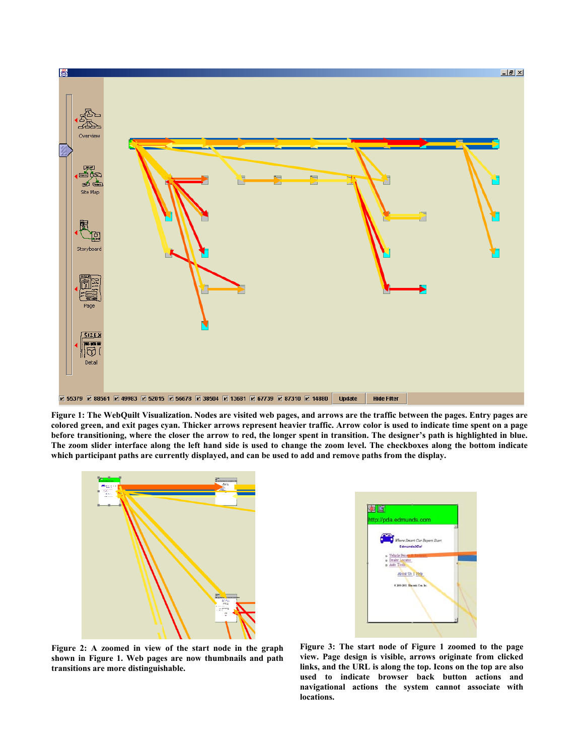**Figure 1: The WebQuilt Visualization. Nodes are visited web pages, and arrows are the traffic between the pages. Entry pages are colored green, and exit pages cyan. Thicker arrows represent heavier traffic. Arrow color is used to indicate time spent on a page before transitioning, where the closer the arrow to red, the longer spent in transition. The designer's path is highlighted in blue. The zoom slider interface along the left hand side is used to change the zoom level. The checkboxes along the bottom indicate which participant paths are currently displayed, and can be used to add and remove paths from the display.**

**Figure 2: A zoomed in view of the start node in the graph shown in Figure 1. Web pages are now thumbnails and path transitions are more distinguishable.**

**Figure 3: The start node of Figure 1 zoomed to the page view. Page design is visible, arrows originate from clicked links, and the URL is along the top. Icons on the top are also used to indicate browser back button actions and navigational actions the system cannot associate with locations.**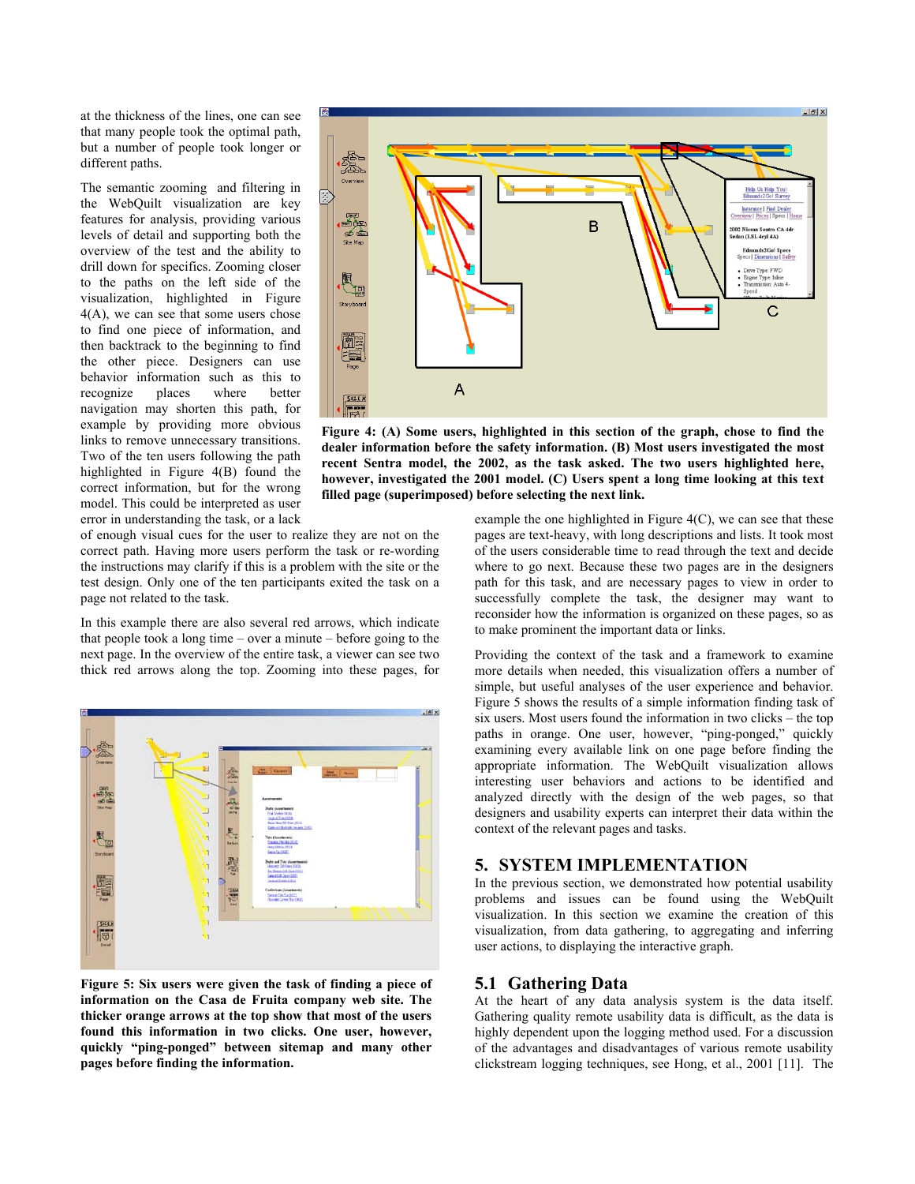at the thickness of the lines, one can see that many people took the optimal path, but a number of people took longer or different paths.

The semantic zooming and filtering in the WebQuilt visualization are key features for analysis, providing various levels of detail and supporting both the overview of the test and the ability to drill down for specifics. Zooming closer to the paths on the left side of the visualization, highlighted in Figure 4(A), we can see that some users chose to find one piece of information, and then backtrack to the beginning to find the other piece. Designers can use behavior information such as this to recognize places where better navigation may shorten this path, for example by providing more obvious links to remove unnecessary transitions. Two of the ten users following the path highlighted in Figure 4(B) found the correct information, but for the wrong model. This could be interpreted as user error in understanding the task, or a lack of enough visual cues for the user to realize they are not on the correct path. Having more users perform the task or re-wording the instructions may clarify if this is a problem with the site or the test design. Only one of the ten participants exited the task on a page not related to the task.

In this example there are also several red arrows, which indicate that people took a long time – over a minute – before going to the next page. In the overview of the entire task, a viewer can see two thick red arrows along the top. Zooming into these pages, for example the one highlighted in Figure 4(C), we can see that these pages are text-heavy, with long descriptions and lists. It took most of the users considerable time to read through the text and decide where to go next. Because these two pages are in the designers path for this task, and are necessary pages to view in order to successfully complete the task, the designer may want to reconsider how the information is organized on these pages, so as to make prominent the important data or links.

**Figure 4: (A) Some users, highlighted in this section of the graph, chose to find the dealer information before the safety information. (B) Most users investigated the most recent Sentra model, the 2002, as the task asked. The two users highlighted here, however, investigated the 2001 model. (C) Users spent a long time looking at this text filled page (superimposed) before selecting the next link.**

**Figure 5: Six users were given the task of finding a piece of information on the Casa de Fruita company web site. The thicker orange arrows at the top show that most of the users found this information in two clicks. One user, however, quickly "ping-ponged" between sitemap and many other pages before finding the information.**

Providing the context of the task and a framework to examine more details when needed, this visualization offers a number of simple, but useful analyses of the user experience and behavior. Figure 5 shows the results of a simple information finding task of six users. Most users found the information in two clicks – the top paths in orange. One user, however, "ping-ponged," quickly examining every available link on one page before finding the appropriate information. The WebQuilt visualization allows interesting user behaviors and actions to be identified and analyzed directly with the design of the web pages, so that designers and usability experts can interpret their data within the context of the relevant pages and tasks.

## 5. SYSTEM IMPLEMENTATION

In the previous section, we demonstrated how potential usability problems and issues can be found using the WebQuilt visualization. In this section we examine the creation of this visualization, from data gathering, to aggregating and inferring user actions, to displaying the interactive graph.

### 5.1 Gathering Data

At the heart of any data analysis system is the data itself. Gathering quality remote usability data is difficult, as the data is highly dependent upon the logging method used. For a discussion of the advantages and disadvantages of various remote usability clickstream logging techniques, see Hong, et al., 2001 [11]. The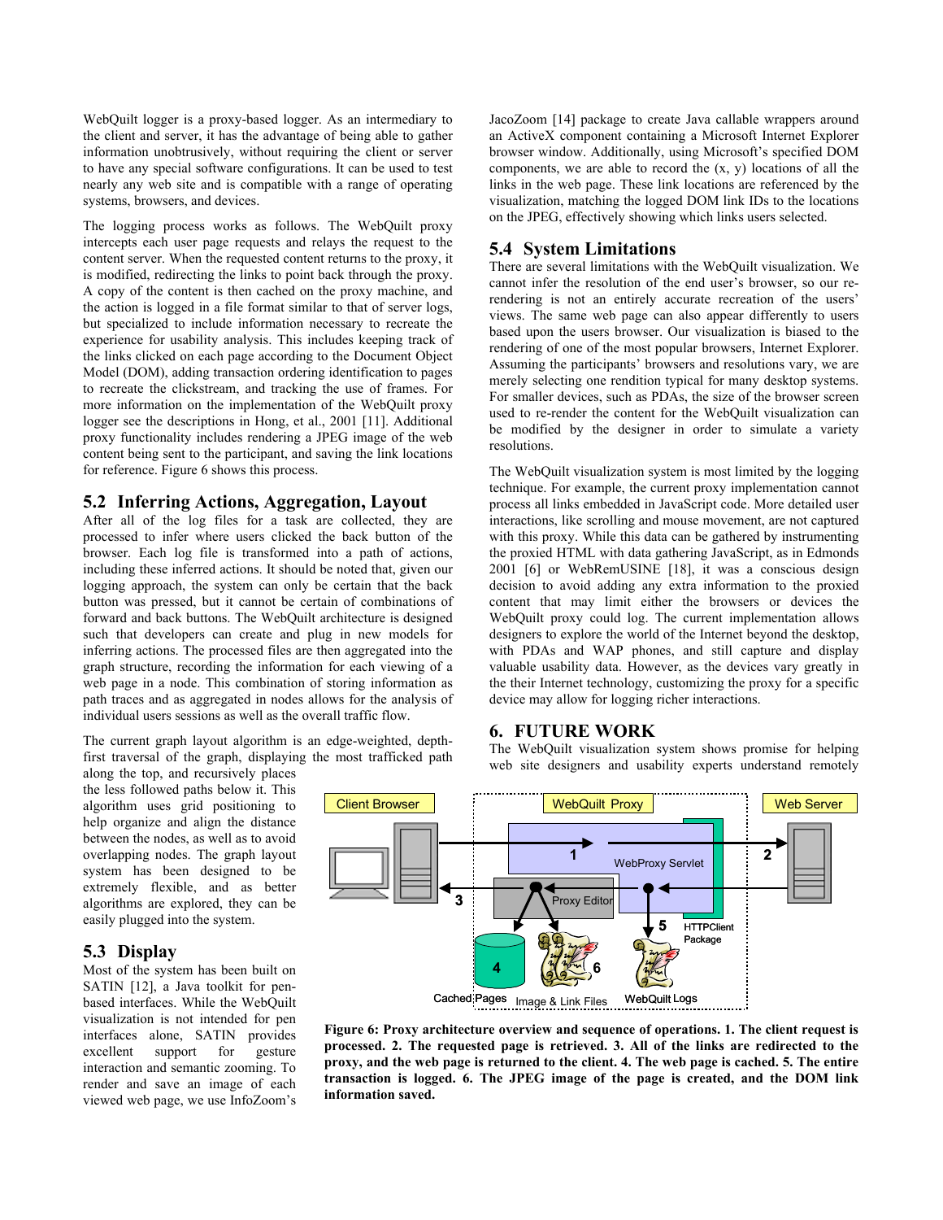WebQuilt logger is a proxy-based logger. As an intermediary to the client and server, it has the advantage of being able to gather information unobtrusively, without requiring the client or server to have any special software configurations. It can be used to test nearly any web site and is compatible with a range of operating systems, browsers, and devices.

The logging process works as follows. The WebQuilt proxy intercepts each user page requests and relays the request to the content server. When the requested content returns to the proxy, it is modified, redirecting the links to point back through the proxy. A copy of the content is then cached on the proxy machine, and the action is logged in a file format similar to that of server logs, but specialized to include information necessary to recreate the experience for usability analysis. This includes keeping track of the links clicked on each page according to the Document Object Model (DOM), adding transaction ordering identification to pages to recreate the clickstream, and tracking the use of frames. For more information on the implementation of the WebQuilt proxy logger see the descriptions in Hong, et al., 2001 [11]. Additional proxy functionality includes rendering a JPEG image of the web content being sent to the participant, and saving the link locations for reference. Figure 6 shows this process.

## 5.2 Inferring Actions, Aggregation, Layout

After all of the log files for a task are collected, they are processed to infer where users clicked the back button of the browser. Each log file is transformed into a path of actions, including these inferred actions. It should be noted that, given our logging approach, the system can only be certain that the back button was pressed, but it cannot be certain of combinations of forward and back buttons. The WebQuilt architecture is designed such that developers can create and plug in new models for inferring actions. The processed files are then aggregated into the graph structure, recording the information for each viewing of a web page in a node. This combination of storing information as path traces and as aggregated in nodes allows for the analysis of individual users sessions as well as the overall traffic flow.

The current graph layout algorithm is an edge-weighted, depth-first traversal of the graph, displaying the most trafficked path along the top, and recursively places the less followed paths below it. This algorithm uses grid positioning to help organize and align the distance between the nodes, as well as to avoid overlapping nodes. The graph layout system has been designed to be extremely flexible, and as better algorithms are explored, they can be easily plugged into the system.

## 5.3 Display

Most of the system has been built on SATIN [12], a Java toolkit for pen-based interfaces. While the WebQuilt visualization is not intended for pen interfaces alone, SATIN provides excellent support for gesture interaction and semantic zooming. To render and save an image of each viewed web page, we use InfoZoom's JacoZoom [14] package to create Java callable wrappers around an ActiveX component containing a Microsoft Internet Explorer browser window. Additionally, using Microsoft's specified DOM components, we are able to record the (x, y) locations of all the links in the web page. These link locations are referenced by the visualization, matching the logged DOM link IDs to the locations on the JPEG, effectively showing which links users selected.

## 5.4 System Limitations

There are several limitations with the WebQuilt visualization. We cannot infer the resolution of the end user's browser, so our re-rendering is not an entirely accurate recreation of the users' views. The same web page can also appear differently to users based upon the users browser. Our visualization is biased to the rendering of one of the most popular browsers, Internet Explorer. Assuming the participants' browsers and resolutions vary, we are merely selecting one rendition typical for many desktop systems. For smaller devices, such as PDAs, the size of the browser screen used to re-render the content for the WebQuilt visualization can be modified by the designer in order to simulate a variety resolutions.

The WebQuilt visualization system is most limited by the logging technique. For example, the current proxy implementation cannot process all links embedded in JavaScript code. More detailed user interactions, like scrolling and mouse movement, are not captured with this proxy. While this data can be gathered by instrumenting the proxied HTML with data gathering JavaScript, as in Edmonds 2001 [6] or WebRemUSINE [18], it was a conscious design decision to avoid adding any extra information to the proxied content that may limit either the browsers or devices the WebQuilt proxy could log. The current implementation allows designers to explore the world of the Internet beyond the desktop, with PDAs and WAP phones, and still capture and display valuable usability data. However, as the devices vary greatly in the their Internet technology, customizing the proxy for a specific device may allow for logging richer interactions.

## 6. FUTURE WORK

The WebQuilt visualization system shows promise for helping web site designers and usability experts understand remotely

**Figure 6: Proxy architecture overview and sequence of operations. 1. The client request is processed. 2. The requested page is retrieved. 3. All of the links are redirected to the proxy, and the web page is returned to the client. 4. The web page is cached. 5. The entire transaction is logged. 6. The JPEG image of the page is created, and the DOM link information saved.**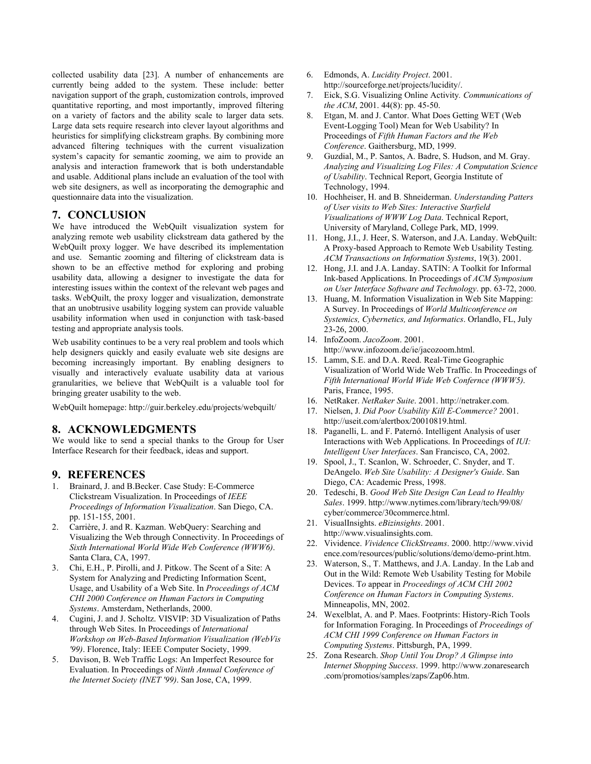collected usability data [23]. A number of enhancements are currently being added to the system. These include: better navigation support of the graph, customization controls, improved quantitative reporting, and most importantly, improved filtering on a variety of factors and the ability scale to larger data sets. Large data sets require research into clever layout algorithms and heuristics for simplifying clickstream graphs. By combining more advanced filtering techniques with the current visualization system's capacity for semantic zooming, we aim to provide an analysis and interaction framework that is both understandable and usable. Additional plans include an evaluation of the tool with web site designers, as well as incorporating the demographic and questionnaire data into the visualization.

## 7. CONCLUSION

We have introduced the WebQuilt visualization system for analyzing remote web usability clickstream data gathered by the WebQuilt proxy logger. We have described its implementation and use. Semantic zooming and filtering of clickstream data is shown to be an effective method for exploring and probing usability data, allowing a designer to investigate the data for interesting issues within the context of the relevant web pages and tasks. WebQuilt, the proxy logger and visualization, demonstrate that an unobtrusive usability logging system can provide valuable usability information when used in conjunction with task-based testing and appropriate analysis tools.

Web usability continues to be a very real problem and tools which help designers quickly and easily evaluate web site designs are becoming increasingly important. By enabling designers to visually and interactively evaluate usability data at various granularities, we believe that WebQuilt is a valuable tool for bringing greater usability to the web.

WebQuilt homepage: http://guir.berkeley.edu/projects/webquilt/

## 8. ACKNOWLEDGMENTS

We would like to send a special thanks to the Group for User Interface Research for their feedback, ideas and support.

## 9. REFERENCES

1. Brainard, J. and B.Becker. Case Study: E-Commerce Clickstream Visualization. In Proceedings of *IEEE Proceedings of Information Visualization*. San Diego, CA. pp. 151-155, 2001.
2. Carrière, J. and R. Kazman. WebQuery: Searching and Visualizing the Web through Connectivity. In Proceedings of *Sixth International World Wide Web Conference (WWW6)*. Santa Clara, CA, 1997.
3. Chi, E.H., P. Pirolli, and J. Pitkow. The Scent of a Site: A System for Analyzing and Predicting Information Scent, Usage, and Usability of a Web Site. In *Proceedings of ACM CHI 2000 Conference on Human Factors in Computing Systems*. Amsterdam, Netherlands, 2000.
4. Cugini, J. and J. Scholtz. VISVIP: 3D Visualization of Paths through Web Sites. In Proceedings of *International Workshop on Web-Based Information Visualization (WebVis '99)*. Florence, Italy: IEEE Computer Society, 1999.
5. Davison, B. Web Traffic Logs: An Imperfect Resource for Evaluation. In Proceedings of *Ninth Annual Conference of the Internet Society (INET '99)*. San Jose, CA, 1999.
6. Edmonds, A. *Lucidity Project*. 2001. http://sourceforge.net/projects/lucidity/.
7. Eick, S.G. Visualizing Online Activity*. Communications of the ACM*, 2001. 44(8): pp. 45-50.
8. Etgan, M. and J. Cantor. What Does Getting WET (Web Event-Logging Tool) Mean for Web Usability? In Proceedings of *Fifth Human Factors and the Web Conference*. Gaithersburg, MD, 1999.
9. Guzdial, M., P. Santos, A. Badre, S. Hudson, and M. Gray. *Analyzing and Visualizing Log Files: A Computation Science of Usability*. Technical Report, Georgia Institute of Technology, 1994.
10. Hochheiser, H. and B. Shneiderman. *Understanding Patters of User visits to Web Sites: Interactive Starfield Visualizations of WWW Log Data*. Technical Report, University of Maryland, College Park, MD, 1999.
11. Hong, J.I., J. Heer, S. Waterson, and J.A. Landay. WebQuilt: A Proxy-based Approach to Remote Web Usability Testing*. ACM Transactions on Information Systems*, 19(3). 2001.
12. Hong, J.I. and J.A. Landay. SATIN: A Toolkit for Informal Ink-based Applications. In Proceedings of *ACM Symposium on User Interface Software and Technology*. pp. 63-72, 2000.
13. Huang, M. Information Visualization in Web Site Mapping: A Survey. In Proceedings of *World Multiconference on Systemics, Cybernetics, and Informatics*. Orlandlo, FL, July 23-26, 2000.
14. InfoZoom. *JacoZoom*. 2001. http://www.infozoom.de/ie/jacozoom.html.
15. Lamm, S.E. and D.A. Reed. Real-Time Geographic Visualization of World Wide Web Traffic. In Proceedings of *Fifth International World Wide Web Confernce (WWW5)*. Paris, France, 1995.
16. NetRaker. *NetRaker Suite*. 2001. http://netraker.com.
17. Nielsen, J. *Did Poor Usability Kill E-Commerce?* 2001. http://useit.com/alertbox/20010819.html.
18. Paganelli, L. and F. Paternó. Intelligent Analysis of user Interactions with Web Applications. In Proceedings of *IUI: Intelligent User Interfaces*. San Francisco, CA, 2002.
19. Spool, J., T. Scanlon, W. Schroeder, C. Snyder, and T. DeAngelo. *Web Site Usability: A Designer's Guide*. San Diego, CA: Academic Press, 1998.
20. Tedeschi, B. *Good Web Site Design Can Lead to Healthy Sales*. 1999. http://www.nytimes.com/library/tech/99/08/cyber/commerce/30commerce.html.
21. VisualInsights. *eBizinsights*. 2001. http://www.visualinsights.com.
22. Vividence. *Vividence ClickStreams*. 2000. http://www.vividence.com/resources/public/solutions/demo/demo-print.htm.
23. Waterson, S., T. Matthews, and J.A. Landay. In the Lab and Out in the Wild: Remote Web Usability Testing for Mobile Devices. To appear in *Proceedings of ACM CHI 2002 Conference on Human Factors in Computing Systems*. Minneapolis, MN, 2002.
24. Wexelblat, A. and P. Maes. Footprints: History-Rich Tools for Information Foraging. In Proceedings of *Proceedings of ACM CHI 1999 Conference on Human Factors in Computing Systems*. Pittsburgh, PA, 1999.
25. Zona Research. *Shop Until You Drop? A Glimpse into Internet Shopping Success*. 1999. http://www.zonaresearch.com/promotios/samples/zaps/Zap06.htm.